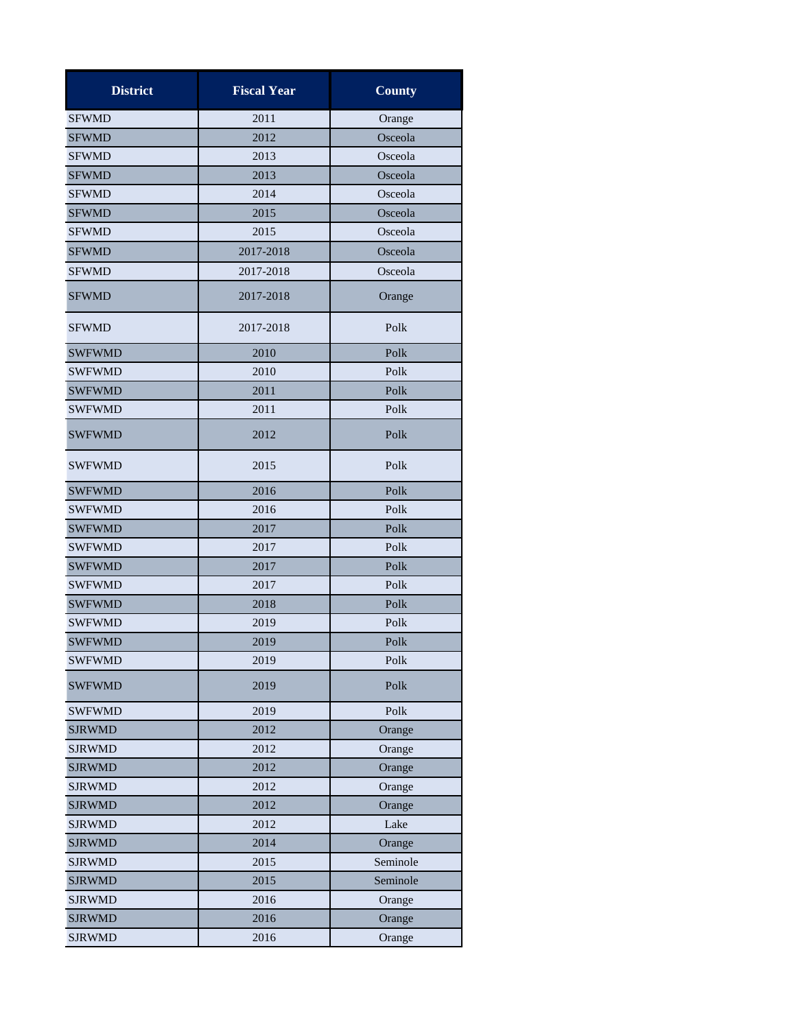| District | Fiscal Year | County |
|---|---|---|
| SFWMD | 2011 | Orange |
| SFWMD | 2012 | Osceola |
| SFWMD | 2013 | Osceola |
| SFWMD | 2013 | Osceola |
| SFWMD | 2014 | Osceola |
| SFWMD | 2015 | Osceola |
| SFWMD | 2015 | Osceola |
| SFWMD | 2017-2018 | Osceola |
| SFWMD | 2017-2018 | Osceola |
| SFWMD | 2017-2018 | Orange |
| SFWMD | 2017-2018 | Polk |
| SWFWMD | 2010 | Polk |
| SWFWMD | 2010 | Polk |
| SWFWMD | 2011 | Polk |
| SWFWMD | 2011 | Polk |
| SWFWMD | 2012 | Polk |
| SWFWMD | 2015 | Polk |
| SWFWMD | 2016 | Polk |
| SWFWMD | 2016 | Polk |
| SWFWMD | 2017 | Polk |
| SWFWMD | 2017 | Polk |
| SWFWMD | 2017 | Polk |
| SWFWMD | 2017 | Polk |
| SWFWMD | 2018 | Polk |
| SWFWMD | 2019 | Polk |
| SWFWMD | 2019 | Polk |
| SWFWMD | 2019 | Polk |
| SWFWMD | 2019 | Polk |
| SWFWMD | 2019 | Polk |
| SJRWMD | 2012 | Orange |
| SJRWMD | 2012 | Orange |
| SJRWMD | 2012 | Orange |
| SJRWMD | 2012 | Orange |
| SJRWMD | 2012 | Orange |
| SJRWMD | 2012 | Lake |
| SJRWMD | 2014 | Orange |
| SJRWMD | 2015 | Seminole |
| SJRWMD | 2015 | Seminole |
| SJRWMD | 2016 | Orange |
| SJRWMD | 2016 | Orange |
| SJRWMD | 2016 | Orange |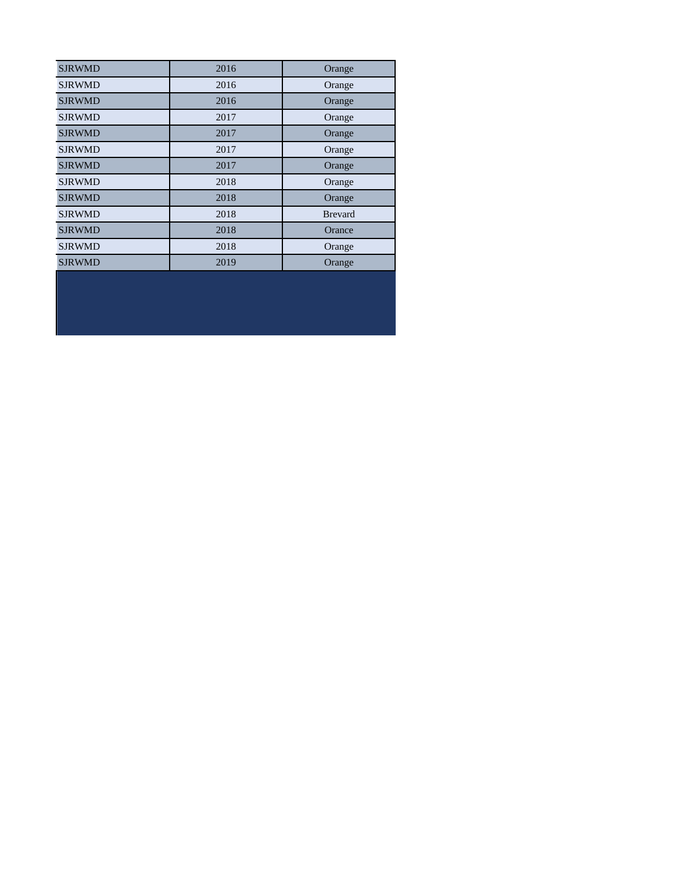| | | |
|---|---|---|
| SJRWMD | 2016 | Orange |
| SJRWMD | 2016 | Orange |
| SJRWMD | 2016 | Orange |
| SJRWMD | 2017 | Orange |
| SJRWMD | 2017 | Orange |
| SJRWMD | 2017 | Orange |
| SJRWMD | 2017 | Orange |
| SJRWMD | 2018 | Orange |
| SJRWMD | 2018 | Orange |
| SJRWMD | 2018 | Brevard |
| SJRWMD | 2018 | Orance |
| SJRWMD | 2018 | Orange |
| SJRWMD | 2019 | Orange |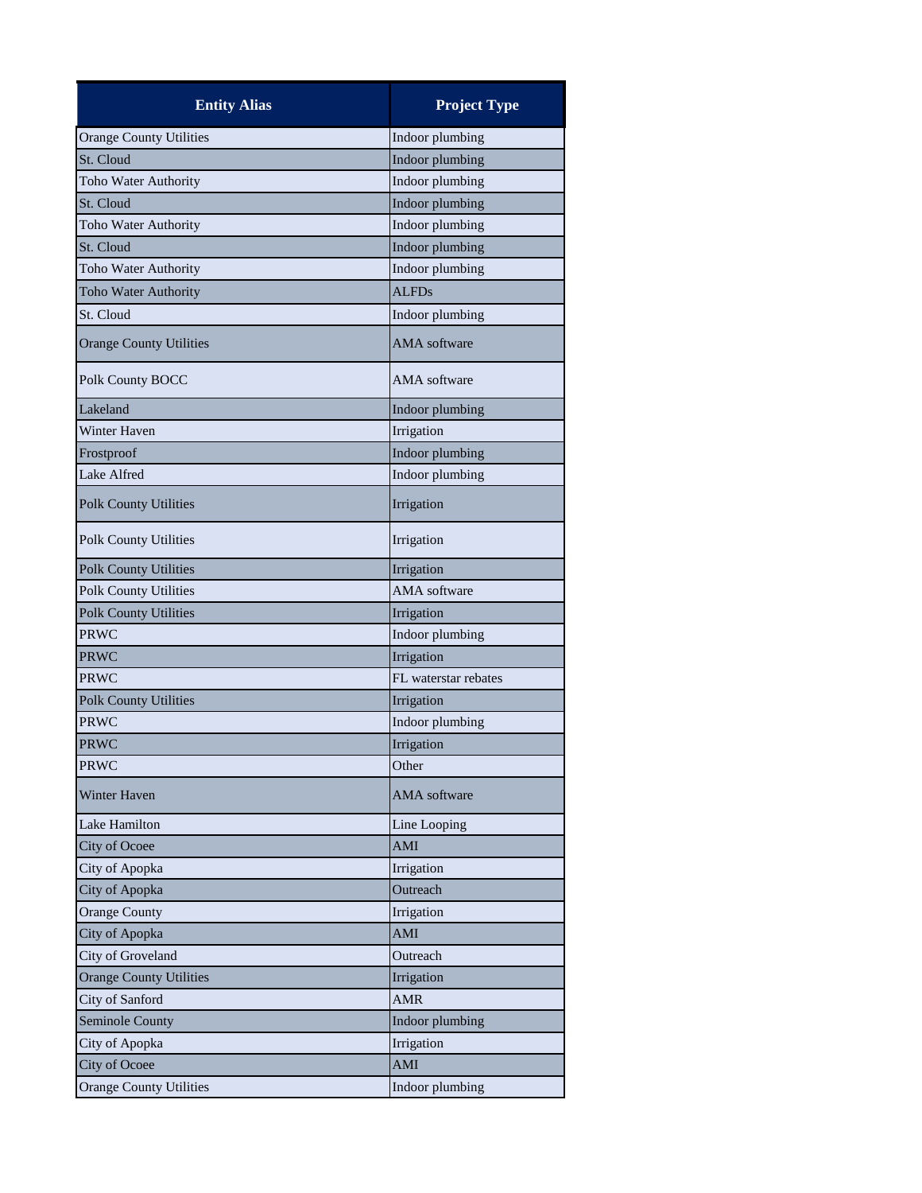| Entity Alias | Project Type |
| --- | --- |
| Orange County Utilities | Indoor plumbing |
| St. Cloud | Indoor plumbing |
| Toho Water Authority | Indoor plumbing |
| St. Cloud | Indoor plumbing |
| Toho Water Authority | Indoor plumbing |
| St. Cloud | Indoor plumbing |
| Toho Water Authority | Indoor plumbing |
| Toho Water Authority | ALFDs |
| St. Cloud | Indoor plumbing |
| Orange County Utilities | AMA software |
| Polk County BOCC | AMA software |
| Lakeland | Indoor plumbing |
| Winter Haven | Irrigation |
| Frostproof | Indoor plumbing |
| Lake Alfred | Indoor plumbing |
| Polk County Utilities | Irrigation |
| Polk County Utilities | Irrigation |
| Polk County Utilities | Irrigation |
| Polk County Utilities | AMA software |
| Polk County Utilities | Irrigation |
| PRWC | Indoor plumbing |
| PRWC | Irrigation |
| PRWC | FL waterstar rebates |
| Polk County Utilities | Irrigation |
| PRWC | Indoor plumbing |
| PRWC | Irrigation |
| PRWC | Other |
| Winter Haven | AMA software |
| Lake Hamilton | Line Looping |
| City of Ocoee | AMI |
| City of Apopka | Irrigation |
| City of Apopka | Outreach |
| Orange County | Irrigation |
| City of Apopka | AMI |
| City of Groveland | Outreach |
| Orange County Utilities | Irrigation |
| City of Sanford | AMR |
| Seminole County | Indoor plumbing |
| City of Apopka | Irrigation |
| City of Ocoee | AMI |
| Orange County Utilities | Indoor plumbing |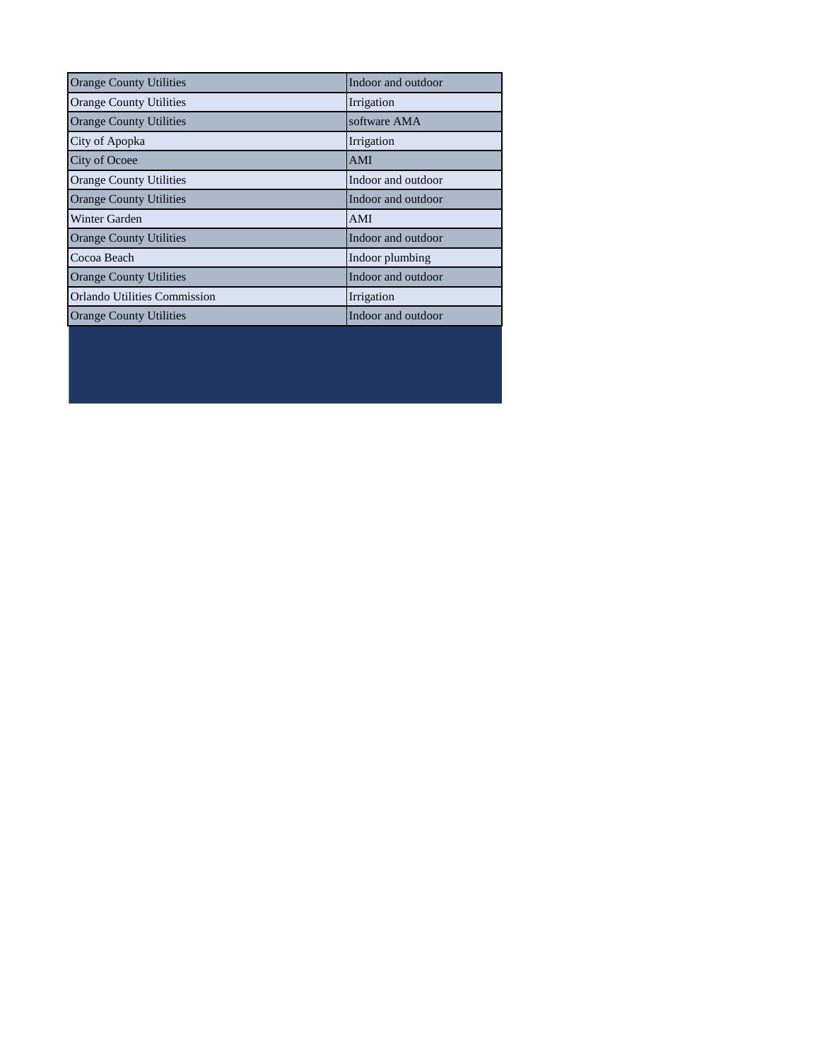| | |
|---|---|
| Orange County Utilities | Indoor and outdoor |
| Orange County Utilities | Irrigation |
| Orange County Utilities | software AMA |
| City of Apopka | Irrigation |
| City of Ocoee | AMI |
| Orange County Utilities | Indoor and outdoor |
| Orange County Utilities | Indoor and outdoor |
| Winter Garden | AMI |
| Orange County Utilities | Indoor and outdoor |
| Cocoa Beach | Indoor plumbing |
| Orange County Utilities | Indoor and outdoor |
| Orlando Utilities Commission | Irrigation |
| Orange County Utilities | Indoor and outdoor |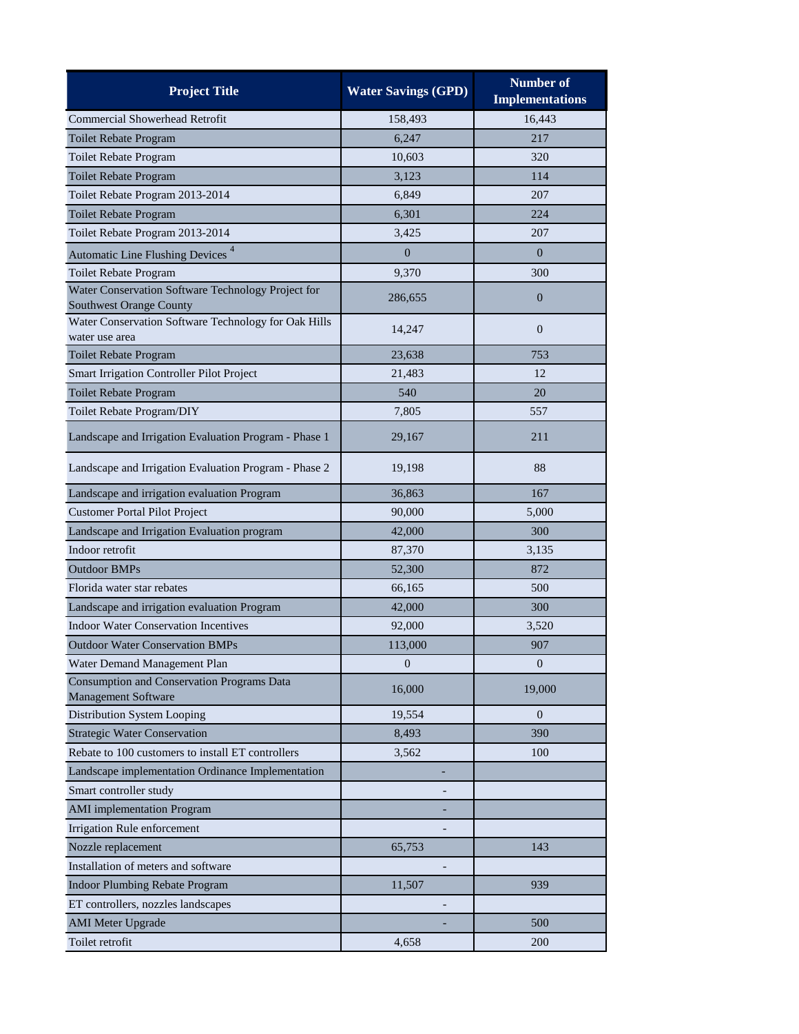| Project Title | Water Savings (GPD) | Number of Implementations |
|---|---|---|
| Commercial Showerhead Retrofit | 158,493 | 16,443 |
| Toilet Rebate Program | 6,247 | 217 |
| Toilet Rebate Program | 10,603 | 320 |
| Toilet Rebate Program | 3,123 | 114 |
| Toilet Rebate Program 2013-2014 | 6,849 | 207 |
| Toilet Rebate Program | 6,301 | 224 |
| Toilet Rebate Program 2013-2014 | 3,425 | 207 |
| Automatic Line Flushing Devices [4] | 0 | 0 |
| Toilet Rebate Program | 9,370 | 300 |
| Water Conservation Software Technology Project for Southwest Orange County | 286,655 | 0 |
| Water Conservation Software Technology for Oak Hills water use area | 14,247 | 0 |
| Toilet Rebate Program | 23,638 | 753 |
| Smart Irrigation Controller Pilot Project | 21,483 | 12 |
| Toilet Rebate Program | 540 | 20 |
| Toilet Rebate Program/DIY | 7,805 | 557 |
| Landscape and Irrigation Evaluation Program - Phase 1 | 29,167 | 211 |
| Landscape and Irrigation Evaluation Program - Phase 2 | 19,198 | 88 |
| Landscape and irrigation evaluation Program | 36,863 | 167 |
| Customer Portal Pilot Project | 90,000 | 5,000 |
| Landscape and Irrigation Evaluation program | 42,000 | 300 |
| Indoor retrofit | 87,370 | 3,135 |
| Outdoor BMPs | 52,300 | 872 |
| Florida water star rebates | 66,165 | 500 |
| Landscape and irrigation evaluation Program | 42,000 | 300 |
| Indoor Water Conservation Incentives | 92,000 | 3,520 |
| Outdoor Water Conservation BMPs | 113,000 | 907 |
| Water Demand Management Plan | 0 | 0 |
| Consumption and Conservation Programs Data Management Software | 16,000 | 19,000 |
| Distribution System Looping | 19,554 | 0 |
| Strategic Water Conservation | 8,493 | 390 |
| Rebate to 100 customers to install ET controllers | 3,562 | 100 |
| Landscape implementation Ordinance Implementation | - | |
| Smart controller study | - | |
| AMI implementation Program | - | |
| Irrigation Rule enforcement | - | |
| Nozzle replacement | 65,753 | 143 |
| Installation of meters and software | - | |
| Indoor Plumbing Rebate Program | 11,507 | 939 |
| ET controllers, nozzles landscapes | - | |
| AMI Meter Upgrade | - | 500 |
| Toilet retrofit | 4,658 | 200 |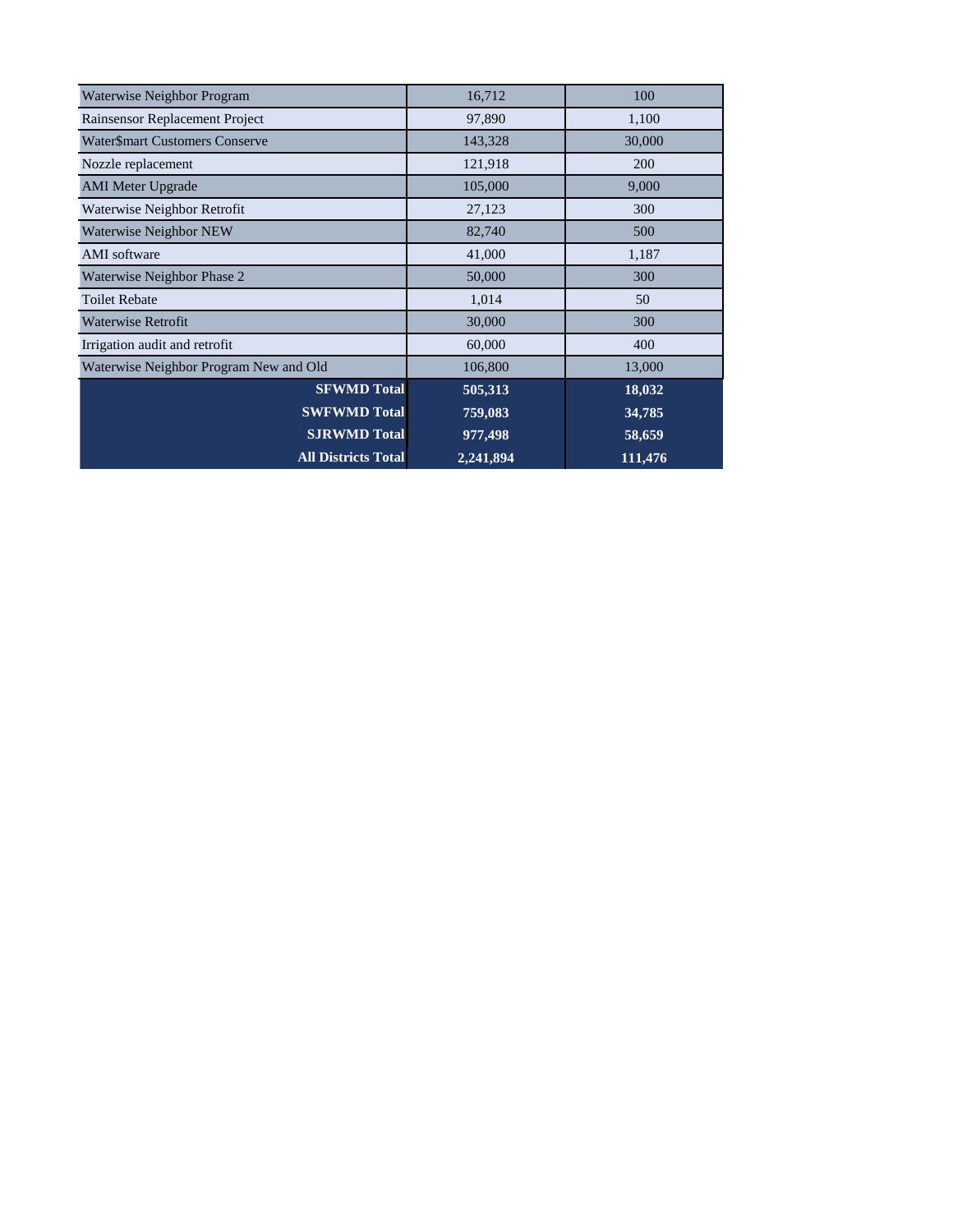| | | |
|---|---|---|
| Waterwise Neighbor Program | 16,712 | 100 |
| Rainsensor Replacement Project | 97,890 | 1,100 |
| Water$mart Customers Conserve | 143,328 | 30,000 |
| Nozzle replacement | 121,918 | 200 |
| AMI Meter Upgrade | 105,000 | 9,000 |
| Waterwise Neighbor Retrofit | 27,123 | 300 |
| Waterwise Neighbor NEW | 82,740 | 500 |
| AMI software | 41,000 | 1,187 |
| Waterwise Neighbor Phase 2 | 50,000 | 300 |
| Toilet Rebate | 1,014 | 50 |
| Waterwise Retrofit | 30,000 | 300 |
| Irrigation audit and retrofit | 60,000 | 400 |
| Waterwise Neighbor Program New and Old | 106,800 | 13,000 |
| **SFWMD Total** | **505,313** | **18,032** |
| **SWFWMD Total** | **759,083** | **34,785** |
| **SJRWMD Total** | **977,498** | **58,659** |
| **All Districts Total** | **2,241,894** | **111,476** |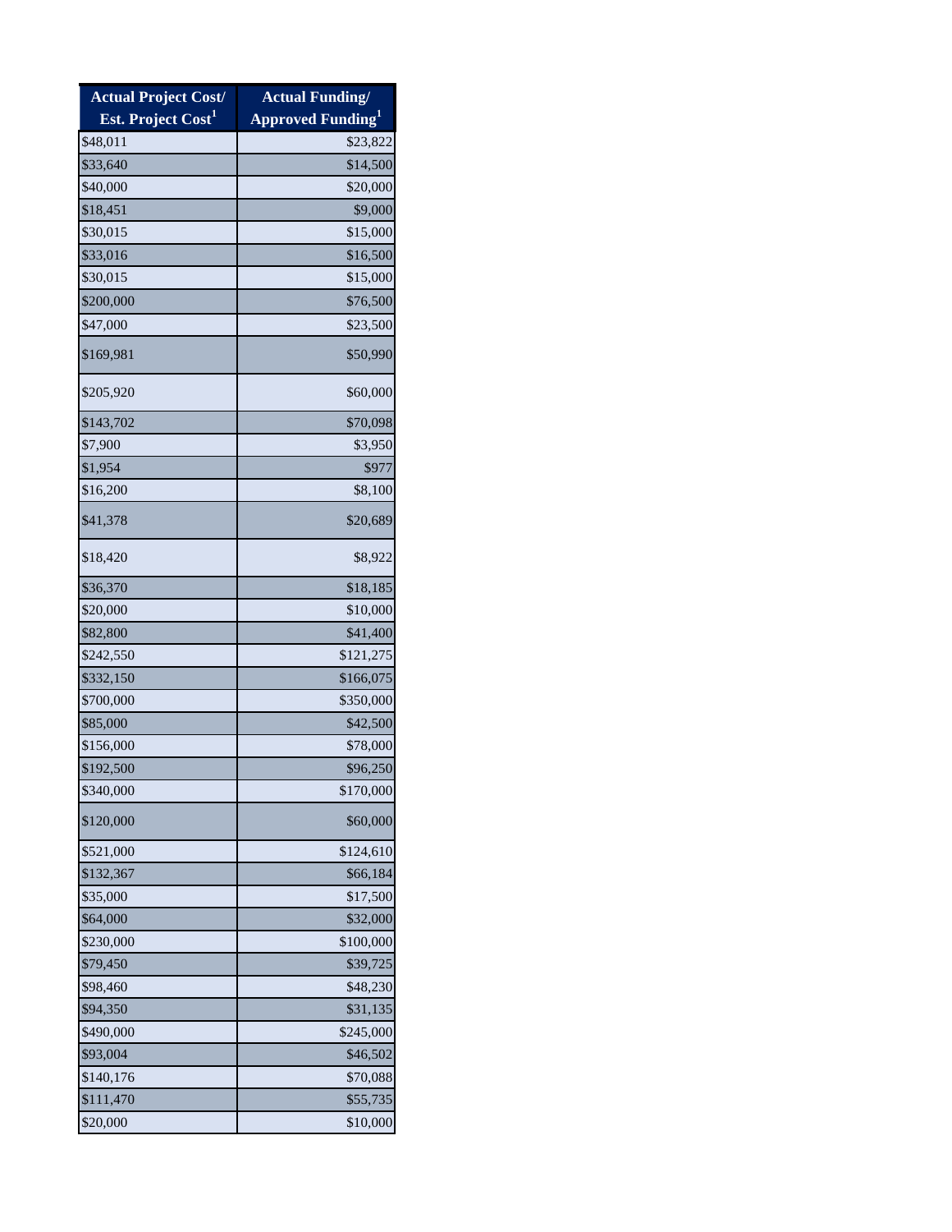| Actual Project Cost/ Est. Project Cost[1] | Actual Funding/ Approved Funding[1] |
|---|---|
| $48,011 | $23,822 |
| $33,640 | $14,500 |
| $40,000 | $20,000 |
| $18,451 | $9,000 |
| $30,015 | $15,000 |
| $33,016 | $16,500 |
| $30,015 | $15,000 |
| $200,000 | $76,500 |
| $47,000 | $23,500 |
| $169,981 | $50,990 |
| $205,920 | $60,000 |
| $143,702 | $70,098 |
| $7,900 | $3,950 |
| $1,954 | $977 |
| $16,200 | $8,100 |
| $41,378 | $20,689 |
| $18,420 | $8,922 |
| $36,370 | $18,185 |
| $20,000 | $10,000 |
| $82,800 | $41,400 |
| $242,550 | $121,275 |
| $332,150 | $166,075 |
| $700,000 | $350,000 |
| $85,000 | $42,500 |
| $156,000 | $78,000 |
| $192,500 | $96,250 |
| $340,000 | $170,000 |
| $120,000 | $60,000 |
| $521,000 | $124,610 |
| $132,367 | $66,184 |
| $35,000 | $17,500 |
| $64,000 | $32,000 |
| $230,000 | $100,000 |
| $79,450 | $39,725 |
| $98,460 | $48,230 |
| $94,350 | $31,135 |
| $490,000 | $245,000 |
| $93,004 | $46,502 |
| $140,176 | $70,088 |
| $111,470 | $55,735 |
| $20,000 | $10,000 |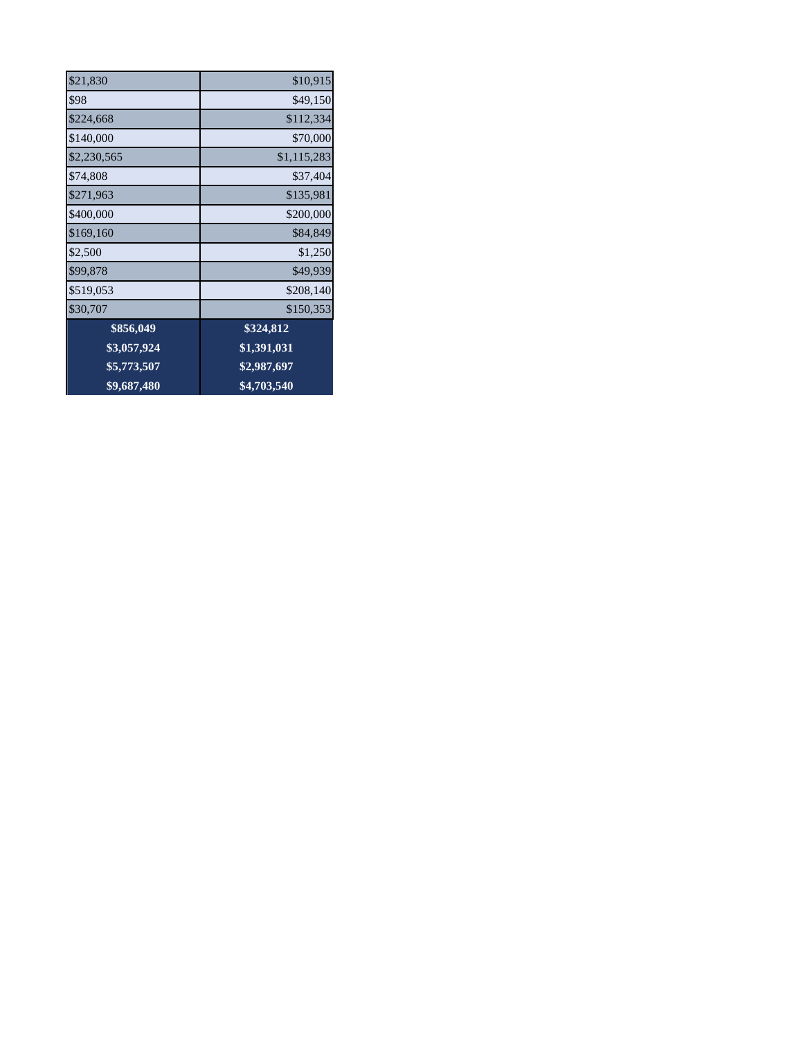| | |
|---|---|
| $21,830 | $10,915 |
| $98 | $49,150 |
| $224,668 | $112,334 |
| $140,000 | $70,000 |
| $2,230,565 | $1,115,283 |
| $74,808 | $37,404 |
| $271,963 | $135,981 |
| $400,000 | $200,000 |
| $169,160 | $84,849 |
| $2,500 | $1,250 |
| $99,878 | $49,939 |
| $519,053 | $208,140 |
| $30,707 | $150,353 |
| **$856,049** | **$324,812** |
| **$3,057,924** | **$1,391,031** |
| **$5,773,507** | **$2,987,697** |
| **$9,687,480** | **$4,703,540** |